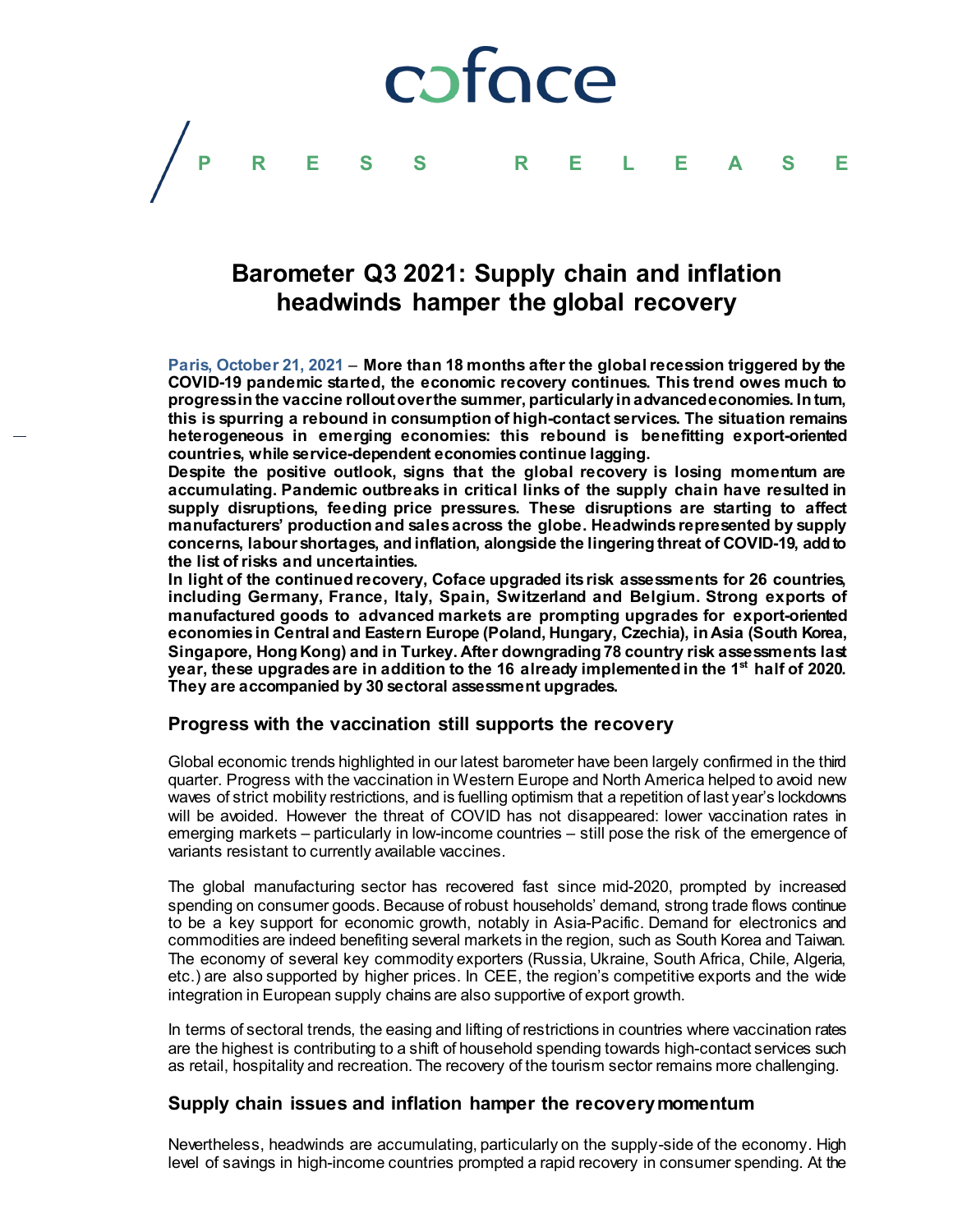coface

PRESS RELEASE

# Barometer Q3 2021: Supply chain and inflation headwinds hamper the global recovery

Paris, October 21, 2021 – **More than 18 months after the global recession triggered by the COVID-19 pandemic started, the economic recovery continues. This trend owes much to progress in the vaccine rollout over the summer, particularly in advanced economies. In turn, this is spurring a rebound in consumption of high-contact services. The situation remains heterogeneous in emerging economies: this rebound is benefitting export-oriented countries, while service-dependent economies continue lagging.**

**Despite the positive outlook, signs that the global recovery is losing momentum are accumulating. Pandemic outbreaks in critical links of the supply chain have resulted in supply disruptions, feeding price pressures. These disruptions are starting to affect manufacturers' production and sales across the globe. Headwinds represented by supply concerns, labour shortages, and inflation, alongside the lingering threat of COVID-19, add to the list of risks and uncertainties.**

**In light of the continued recovery, Coface upgraded its risk assessments for 26 countries, including Germany, France, Italy, Spain, Switzerland and Belgium. Strong exports of manufactured goods to advanced markets are prompting upgrades for export-oriented economies in Central and Eastern Europe (Poland, Hungary, Czechia), in Asia (South Korea, Singapore, Hong Kong) and in Turkey. After downgrading 78 country risk assessments last year, these upgrades are in addition to the 16 already implemented in the 1st half of 2020. They are accompanied by 30 sectoral assessment upgrades.**

## Progress with the vaccination still supports the recovery

Global economic trends highlighted in our latest barometer have been largely confirmed in the third quarter. Progress with the vaccination in Western Europe and North America helped to avoid new waves of strict mobility restrictions, and is fuelling optimism that a repetition of last year's lockdowns will be avoided. However the threat of COVID has not disappeared: lower vaccination rates in emerging markets – particularly in low-income countries – still pose the risk of the emergence of variants resistant to currently available vaccines.

The global manufacturing sector has recovered fast since mid-2020, prompted by increased spending on consumer goods. Because of robust households' demand, strong trade flows continue to be a key support for economic growth, notably in Asia-Pacific. Demand for electronics and commodities are indeed benefiting several markets in the region, such as South Korea and Taiwan. The economy of several key commodity exporters (Russia, Ukraine, South Africa, Chile, Algeria, etc.) are also supported by higher prices. In CEE, the region's competitive exports and the wide integration in European supply chains are also supportive of export growth.

In terms of sectoral trends, the easing and lifting of restrictions in countries where vaccination rates are the highest is contributing to a shift of household spending towards high-contact services such as retail, hospitality and recreation. The recovery of the tourism sector remains more challenging.

## Supply chain issues and inflation hamper the recovery momentum

Nevertheless, headwinds are accumulating, particularly on the supply-side of the economy. High level of savings in high-income countries prompted a rapid recovery in consumer spending. At the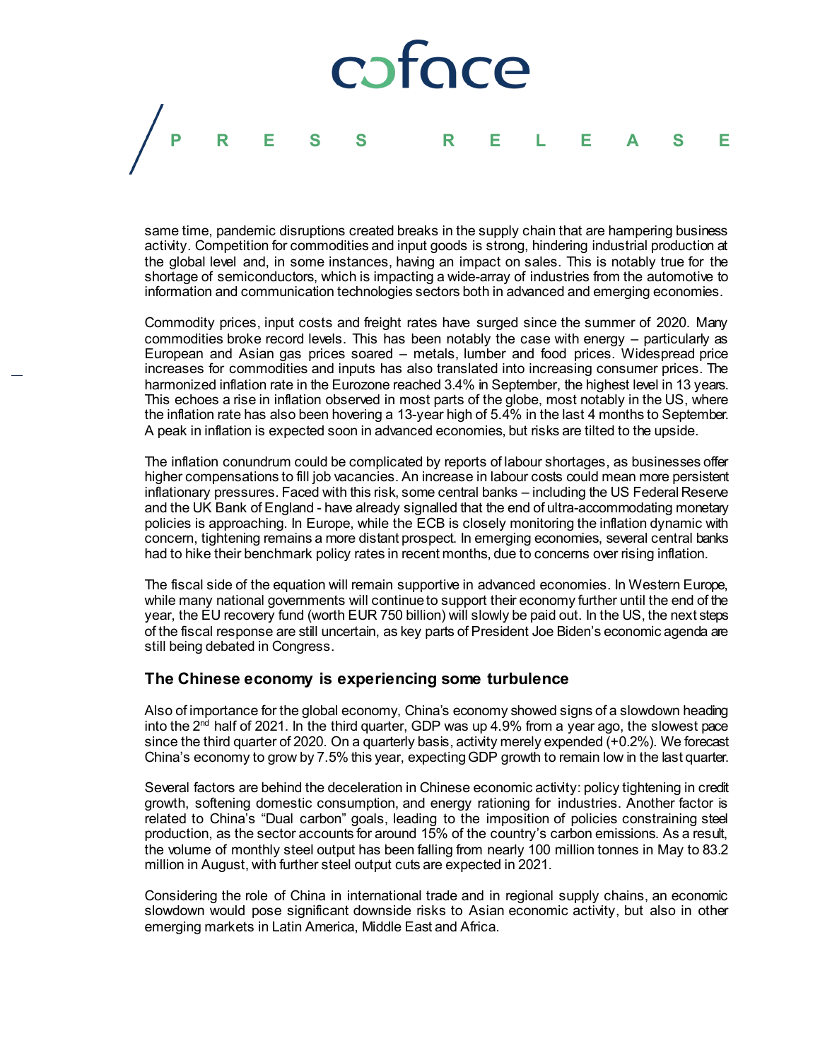same time, pandemic disruptions created breaks in the supply chain that are hampering business activity. Competition for commodities and input goods is strong, hindering industrial production at the global level and, in some instances, having an impact on sales. This is notably true for the shortage of semiconductors, which is impacting a wide-array of industries from the automotive to information and communication technologies sectors both in advanced and emerging economies.

Commodity prices, input costs and freight rates have surged since the summer of 2020. Many commodities broke record levels. This has been notably the case with energy – particularly as European and Asian gas prices soared – metals, lumber and food prices. Widespread price increases for commodities and inputs has also translated into increasing consumer prices. The harmonized inflation rate in the Eurozone reached 3.4% in September, the highest level in 13 years. This echoes a rise in inflation observed in most parts of the globe, most notably in the US, where the inflation rate has also been hovering a 13-year high of 5.4% in the last 4 months to September. A peak in inflation is expected soon in advanced economies, but risks are tilted to the upside.

The inflation conundrum could be complicated by reports of labour shortages, as businesses offer higher compensations to fill job vacancies. An increase in labour costs could mean more persistent inflationary pressures. Faced with this risk, some central banks – including the US Federal Reserve and the UK Bank of England - have already signalled that the end of ultra-accommodating monetary policies is approaching. In Europe, while the ECB is closely monitoring the inflation dynamic with concern, tightening remains a more distant prospect. In emerging economies, several central banks had to hike their benchmark policy rates in recent months, due to concerns over rising inflation.

The fiscal side of the equation will remain supportive in advanced economies. In Western Europe, while many national governments will continue to support their economy further until the end of the year, the EU recovery fund (worth EUR 750 billion) will slowly be paid out. In the US, the next steps of the fiscal response are still uncertain, as key parts of President Joe Biden's economic agenda are still being debated in Congress.

## The Chinese economy is experiencing some turbulence

Also of importance for the global economy, China's economy showed signs of a slowdown heading into the 2nd half of 2021. In the third quarter, GDP was up 4.9% from a year ago, the slowest pace since the third quarter of 2020. On a quarterly basis, activity merely expended (+0.2%). We forecast China's economy to grow by 7.5% this year, expecting GDP growth to remain low in the last quarter.

Several factors are behind the deceleration in Chinese economic activity: policy tightening in credit growth, softening domestic consumption, and energy rationing for industries. Another factor is related to China's "Dual carbon" goals, leading to the imposition of policies constraining steel production, as the sector accounts for around 15% of the country's carbon emissions. As a result, the volume of monthly steel output has been falling from nearly 100 million tonnes in May to 83.2 million in August, with further steel output cuts are expected in 2021.

Considering the role of China in international trade and in regional supply chains, an economic slowdown would pose significant downside risks to Asian economic activity, but also in other emerging markets in Latin America, Middle East and Africa.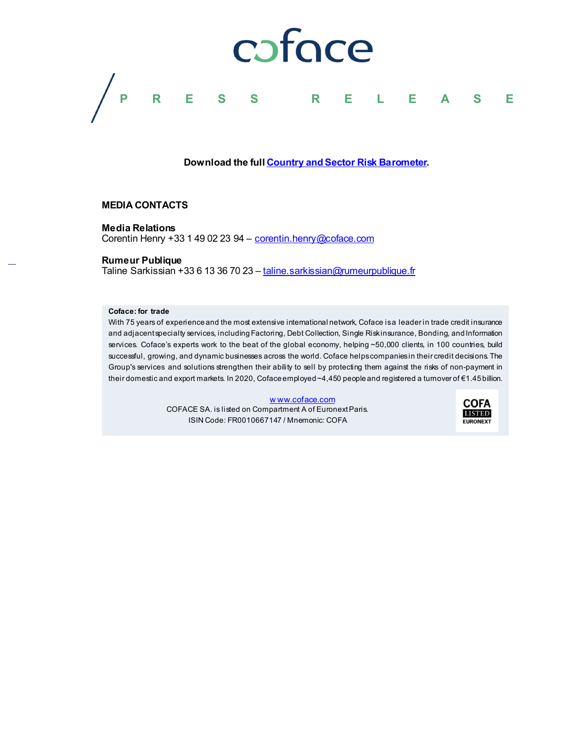**Download the full Country and Sector Risk Barometer.**

**MEDIA CONTACTS**

**Media Relations**
Corentin Henry +33 1 49 02 23 94 – corentin.henry@coface.com

**Rumeur Publique**
Taline Sarkissian +33 6 13 36 70 23 – taline.sarkissian@rumeurpublique.fr

**Coface: for trade**

With 75 years of experience and the most extensive international network, Coface is a leader in trade credit insurance and adjacent specialty services, including Factoring, Debt Collection, Single Risk insurance, Bonding, and Information services. Coface's experts work to the beat of the global economy, helping ~50,000 clients, in 100 countries, build successful, growing, and dynamic businesses across the world. Coface helps companies in their credit decisions. The Group's services and solutions strengthen their ability to sell by protecting them against the risks of non-payment in their domestic and export markets. In 2020, Coface employed ~4,450 people and registered a turnover of €1.45 billion.

www.coface.com
COFACE SA. is listed on Compartment A of Euronext Paris.
ISIN Code: FR0010667147 / Mnemonic: COFA

COFA LISTED EURONEXT